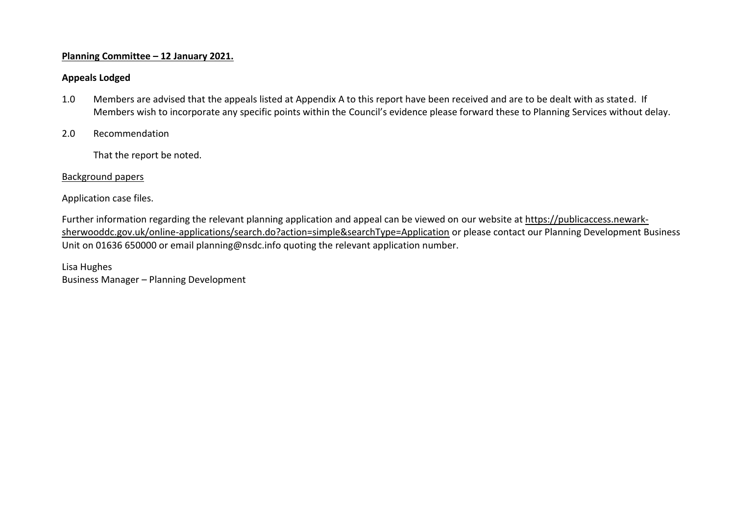**Planning Committee – 12 January 2021.**

**Appeals Lodged**

1.0 Members are advised that the appeals listed at Appendix A to this report have been received and are to be dealt with as stated. If Members wish to incorporate any specific points within the Council's evidence please forward these to Planning Services without delay.

2.0 Recommendation

That the report be noted.

Background papers

Application case files.

Further information regarding the relevant planning application and appeal can be viewed on our website at https://publicaccess.newark-sherwooddc.gov.uk/online-applications/search.do?action=simple&searchType=Application or please contact our Planning Development Business Unit on 01636 650000 or email planning@nsdc.info quoting the relevant application number.

Lisa Hughes
Business Manager – Planning Development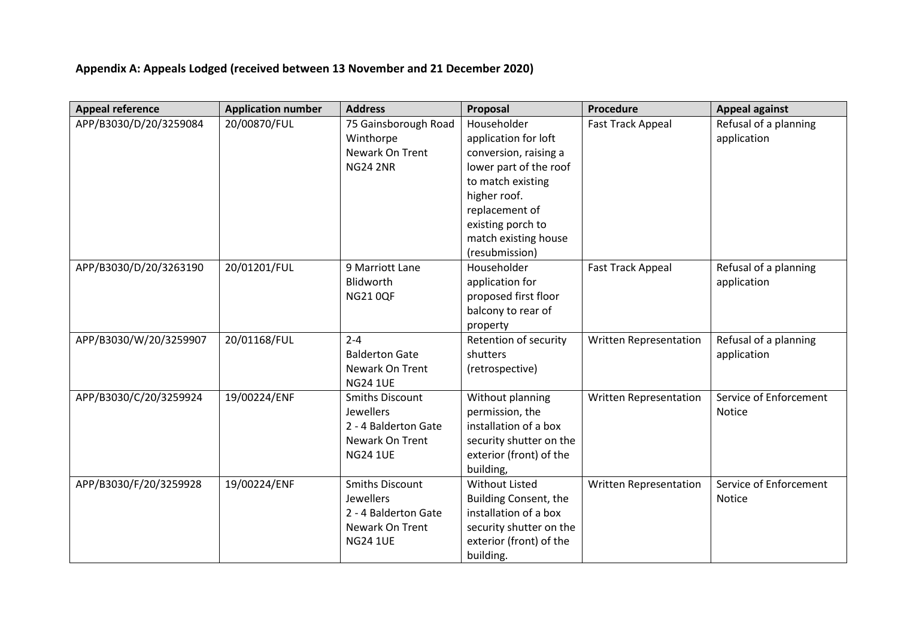**Appendix A: Appeals Lodged (received between 13 November and 21 December 2020)**

| Appeal reference | Application number | Address | Proposal | Procedure | Appeal against |
|---|---|---|---|---|---|
| APP/B3030/D/20/3259084 | 20/00870/FUL | 75 Gainsborough Road Winthorpe Newark On Trent NG24 2NR | Householder application for loft conversion, raising a lower part of the roof to match existing higher roof. replacement of existing porch to match existing house (resubmission) | Fast Track Appeal | Refusal of a planning application |
| APP/B3030/D/20/3263190 | 20/01201/FUL | 9 Marriott Lane Blidworth NG21 0QF | Householder application for proposed first floor balcony to rear of property | Fast Track Appeal | Refusal of a planning application |
| APP/B3030/W/20/3259907 | 20/01168/FUL | 2-4 Balderton Gate Newark On Trent NG24 1UE | Retention of security shutters (retrospective) | Written Representation | Refusal of a planning application |
| APP/B3030/C/20/3259924 | 19/00224/ENF | Smiths Discount Jewellers 2 - 4 Balderton Gate Newark On Trent NG24 1UE | Without planning permission, the installation of a box security shutter on the exterior (front) of the building, | Written Representation | Service of Enforcement Notice |
| APP/B3030/F/20/3259928 | 19/00224/ENF | Smiths Discount Jewellers 2 - 4 Balderton Gate Newark On Trent NG24 1UE | Without Listed Building Consent, the installation of a box security shutter on the exterior (front) of the building. | Written Representation | Service of Enforcement Notice |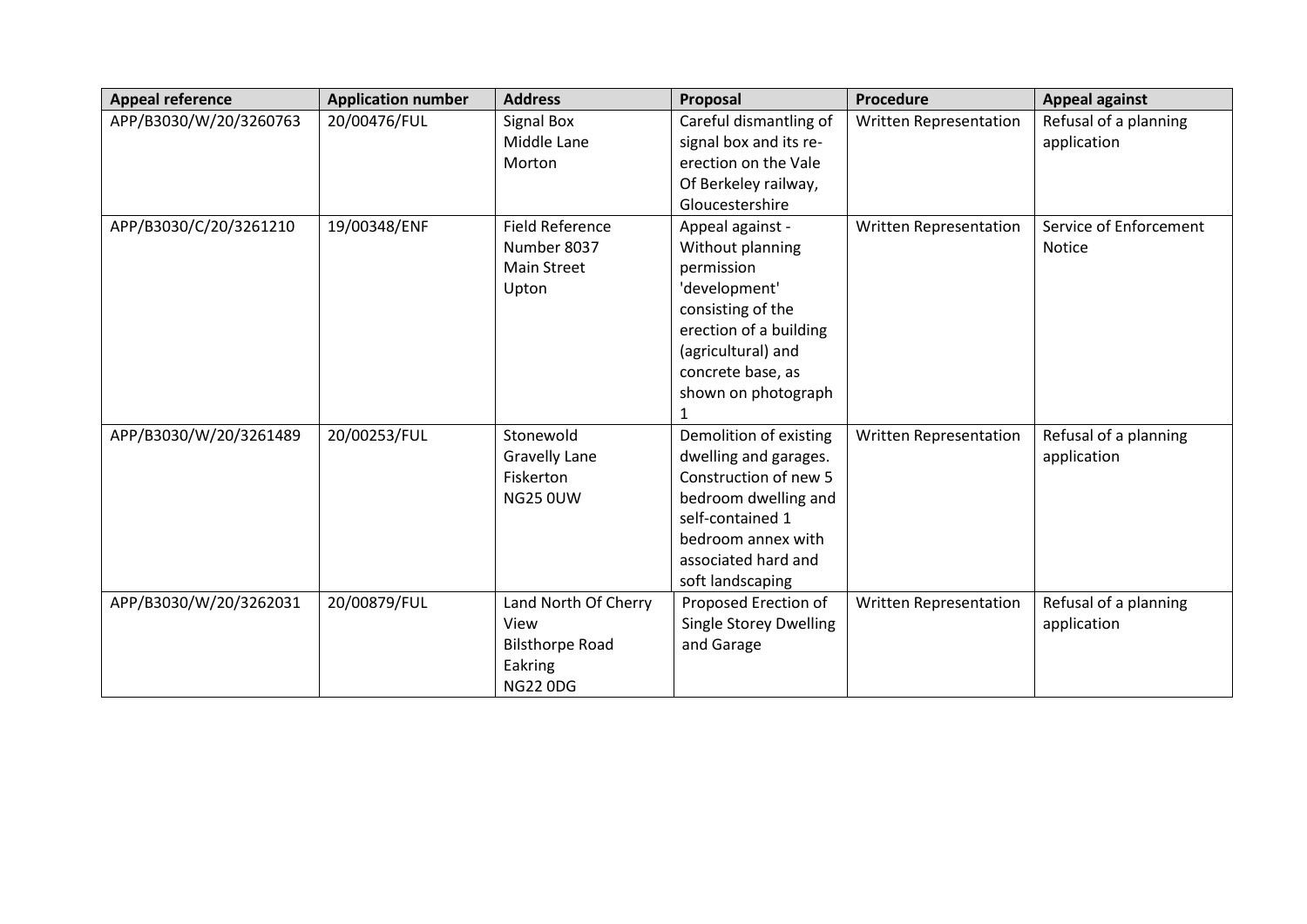| Appeal reference | Application number | Address | Proposal | Procedure | Appeal against |
|---|---|---|---|---|---|
| APP/B3030/W/20/3260763 | 20/00476/FUL | Signal Box Middle Lane Morton | Careful dismantling of signal box and its re-erection on the Vale Of Berkeley railway, Gloucestershire | Written Representation | Refusal of a planning application |
| APP/B3030/C/20/3261210 | 19/00348/ENF | Field Reference Number 8037 Main Street Upton | Appeal against - Without planning permission 'development' consisting of the erection of a building (agricultural) and concrete base, as shown on photograph 1 | Written Representation | Service of Enforcement Notice |
| APP/B3030/W/20/3261489 | 20/00253/FUL | Stonewold Gravelly Lane Fiskerton NG25 0UW | Demolition of existing dwelling and garages. Construction of new 5 bedroom dwelling and self-contained 1 bedroom annex with associated hard and soft landscaping | Written Representation | Refusal of a planning application |
| APP/B3030/W/20/3262031 | 20/00879/FUL | Land North Of Cherry View Bilsthorpe Road Eakring NG22 0DG | Proposed Erection of Single Storey Dwelling and Garage | Written Representation | Refusal of a planning application |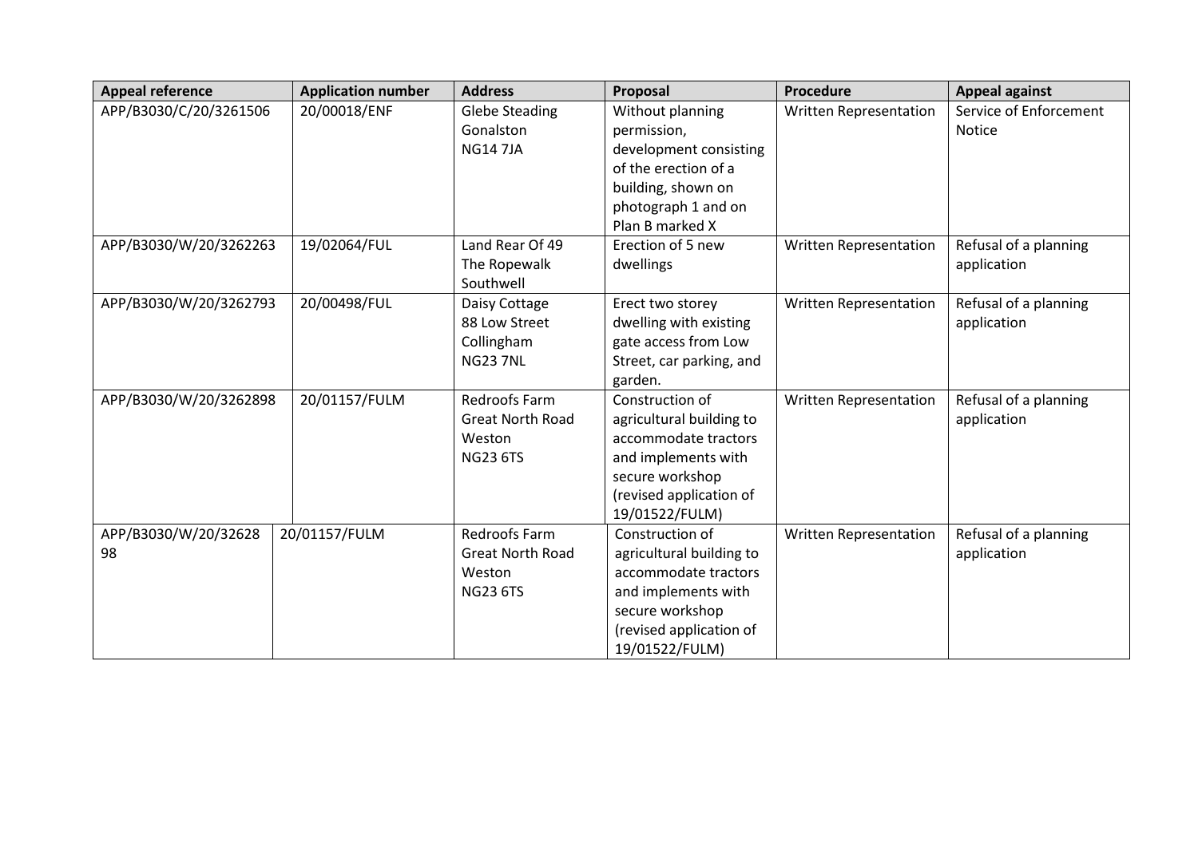| Appeal reference | Application number | Address | Proposal | Procedure | Appeal against |
|---|---|---|---|---|---|
| APP/B3030/C/20/3261506 | 20/00018/ENF | Glebe Steading Gonalston NG14 7JA | Without planning permission, development consisting of the erection of a building, shown on photograph 1 and on Plan B marked X | Written Representation | Service of Enforcement Notice |
| APP/B3030/W/20/3262263 | 19/02064/FUL | Land Rear Of 49 The Ropewalk Southwell | Erection of 5 new dwellings | Written Representation | Refusal of a planning application |
| APP/B3030/W/20/3262793 | 20/00498/FUL | Daisy Cottage 88 Low Street Collingham NG23 7NL | Erect two storey dwelling with existing gate access from Low Street, car parking, and garden. | Written Representation | Refusal of a planning application |
| APP/B3030/W/20/3262898 | 20/01157/FULM | Redroofs Farm Great North Road Weston NG23 6TS | Construction of agricultural building to accommodate tractors and implements with secure workshop (revised application of 19/01522/FULM) | Written Representation | Refusal of a planning application |
| APP/B3030/W/20/3262898 | 20/01157/FULM | Redroofs Farm Great North Road Weston NG23 6TS | Construction of agricultural building to accommodate tractors and implements with secure workshop (revised application of 19/01522/FULM) | Written Representation | Refusal of a planning application |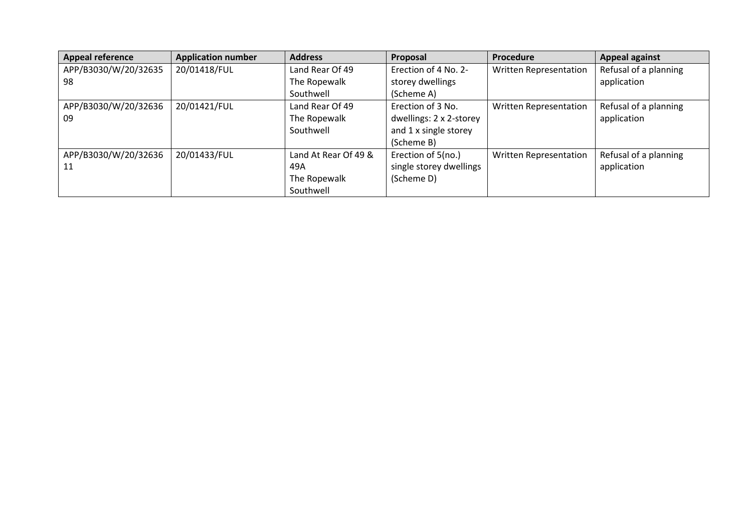| Appeal reference | Application number | Address | Proposal | Procedure | Appeal against |
|---|---|---|---|---|---|
| APP/B3030/W/20/3263598 | 20/01418/FUL | Land Rear Of 49 The Ropewalk Southwell | Erection of 4 No. 2-storey dwellings (Scheme A) | Written Representation | Refusal of a planning application |
| APP/B3030/W/20/3263609 | 20/01421/FUL | Land Rear Of 49 The Ropewalk Southwell | Erection of 3 No. dwellings: 2 x 2-storey and 1 x single storey (Scheme B) | Written Representation | Refusal of a planning application |
| APP/B3030/W/20/3263611 | 20/01433/FUL | Land At Rear Of 49 & 49A The Ropewalk Southwell | Erection of 5(no.) single storey dwellings (Scheme D) | Written Representation | Refusal of a planning application |